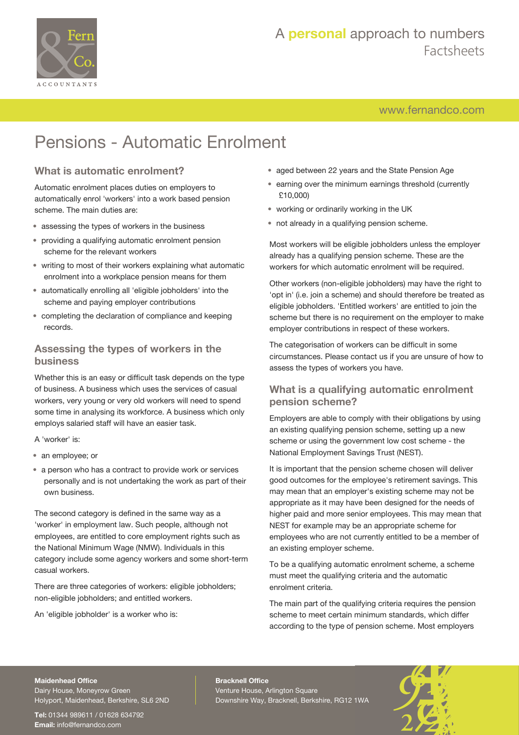# Pensions - Automatic Enrolment

## What is automatic enrolment?

Automatic enrolment places duties on employers to automatically enrol 'workers' into a work based pension scheme. The main duties are:

- assessing the types of workers in the business
- providing a qualifying automatic enrolment pension scheme for the relevant workers
- writing to most of their workers explaining what automatic enrolment into a workplace pension means for them
- automatically enrolling all 'eligible jobholders' into the scheme and paying employer contributions
- completing the declaration of compliance and keeping records.

## Assessing the types of workers in the business

Whether this is an easy or difficult task depends on the type of business. A business which uses the services of casual workers, very young or very old workers will need to spend some time in analysing its workforce. A business which only employs salaried staff will have an easier task.

A 'worker' is:

- an employee; or
- a person who has a contract to provide work or services personally and is not undertaking the work as part of their own business.

The second category is defined in the same way as a 'worker' in employment law. Such people, although not employees, are entitled to core employment rights such as the National Minimum Wage (NMW). Individuals in this category include some agency workers and some short-term casual workers.

There are three categories of workers: eligible jobholders; non-eligible jobholders; and entitled workers.

An 'eligible jobholder' is a worker who is:

- aged between 22 years and the State Pension Age
- earning over the minimum earnings threshold (currently £10,000)
- working or ordinarily working in the UK
- not already in a qualifying pension scheme.

Most workers will be eligible jobholders unless the employer already has a qualifying pension scheme. These are the workers for which automatic enrolment will be required.

Other workers (non-eligible jobholders) may have the right to 'opt in' (i.e. join a scheme) and should therefore be treated as eligible jobholders. 'Entitled workers' are entitled to join the scheme but there is no requirement on the employer to make employer contributions in respect of these workers.

The categorisation of workers can be difficult in some circumstances. Please contact us if you are unsure of how to assess the types of workers you have.

## What is a qualifying automatic enrolment pension scheme?

Employers are able to comply with their obligations by using an existing qualifying pension scheme, setting up a new scheme or using the government low cost scheme - the National Employment Savings Trust (NEST).

It is important that the pension scheme chosen will deliver good outcomes for the employee's retirement savings. This may mean that an employer's existing scheme may not be appropriate as it may have been designed for the needs of higher paid and more senior employees. This may mean that NEST for example may be an appropriate scheme for employees who are not currently entitled to be a member of an existing employer scheme.

To be a qualifying automatic enrolment scheme, a scheme must meet the qualifying criteria and the automatic enrolment criteria.

The main part of the qualifying criteria requires the pension scheme to meet certain minimum standards, which differ according to the type of pension scheme. Most employers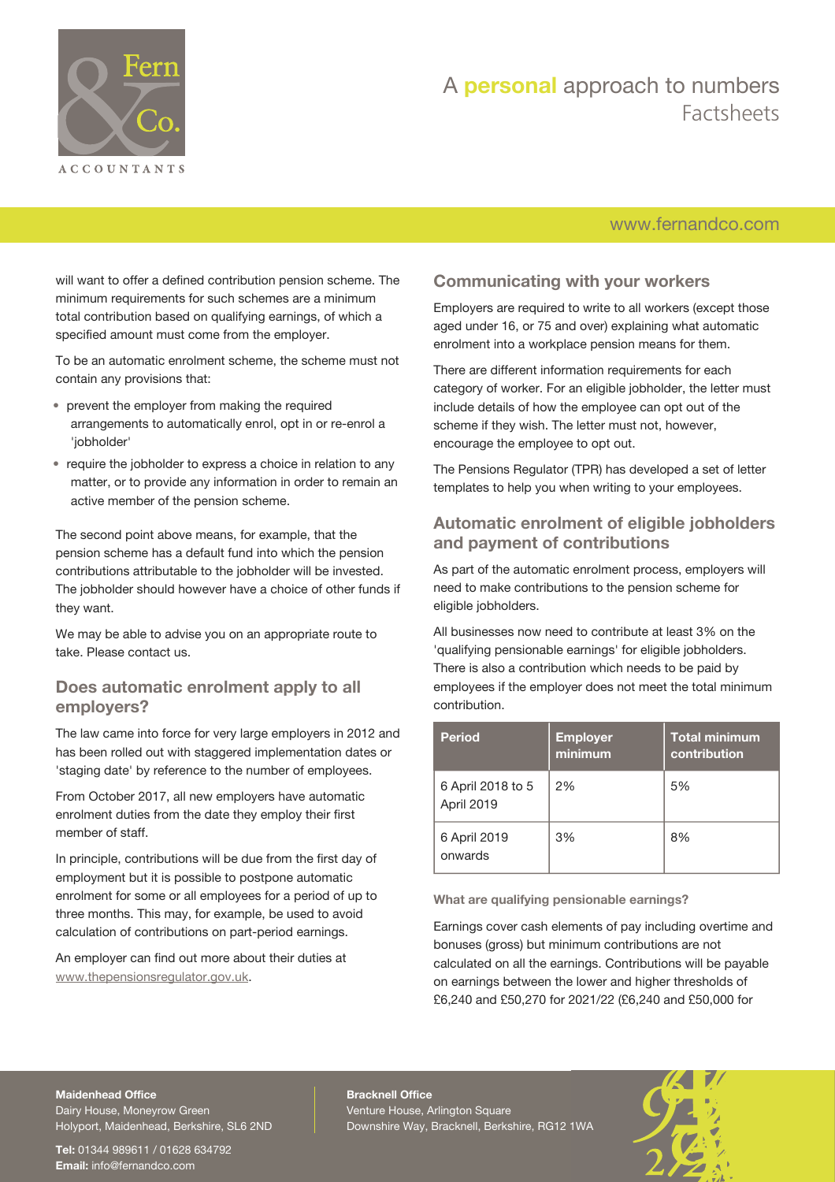will want to offer a defined contribution pension scheme. The minimum requirements for such schemes are a minimum total contribution based on qualifying earnings, of which a specified amount must come from the employer.

To be an automatic enrolment scheme, the scheme must not contain any provisions that:

- prevent the employer from making the required arrangements to automatically enrol, opt in or re-enrol a 'jobholder'
- require the jobholder to express a choice in relation to any matter, or to provide any information in order to remain an active member of the pension scheme.

The second point above means, for example, that the pension scheme has a default fund into which the pension contributions attributable to the jobholder will be invested. The jobholder should however have a choice of other funds if they want.

We may be able to advise you on an appropriate route to take. Please contact us.

## Does automatic enrolment apply to all employers?

The law came into force for very large employers in 2012 and has been rolled out with staggered implementation dates or 'staging date' by reference to the number of employees.

From October 2017, all new employers have automatic enrolment duties from the date they employ their first member of staff.

In principle, contributions will be due from the first day of employment but it is possible to postpone automatic enrolment for some or all employees for a period of up to three months. This may, for example, be used to avoid calculation of contributions on part-period earnings.

An employer can find out more about their duties at www.thepensionsregulator.gov.uk.

## Communicating with your workers

Employers are required to write to all workers (except those aged under 16, or 75 and over) explaining what automatic enrolment into a workplace pension means for them.

There are different information requirements for each category of worker. For an eligible jobholder, the letter must include details of how the employee can opt out of the scheme if they wish. The letter must not, however, encourage the employee to opt out.

The Pensions Regulator (TPR) has developed a set of letter templates to help you when writing to your employees.

## Automatic enrolment of eligible jobholders and payment of contributions

As part of the automatic enrolment process, employers will need to make contributions to the pension scheme for eligible jobholders.

All businesses now need to contribute at least 3% on the 'qualifying pensionable earnings' for eligible jobholders. There is also a contribution which needs to be paid by employees if the employer does not meet the total minimum contribution.

| Period | Employer minimum | Total minimum contribution |
|---|---|---|
| 6 April 2018 to 5 April 2019 | 2% | 5% |
| 6 April 2019 onwards | 3% | 8% |

### What are qualifying pensionable earnings?

Earnings cover cash elements of pay including overtime and bonuses (gross) but minimum contributions are not calculated on all the earnings. Contributions will be payable on earnings between the lower and higher thresholds of £6,240 and £50,270 for 2021/22 (£6,240 and £50,000 for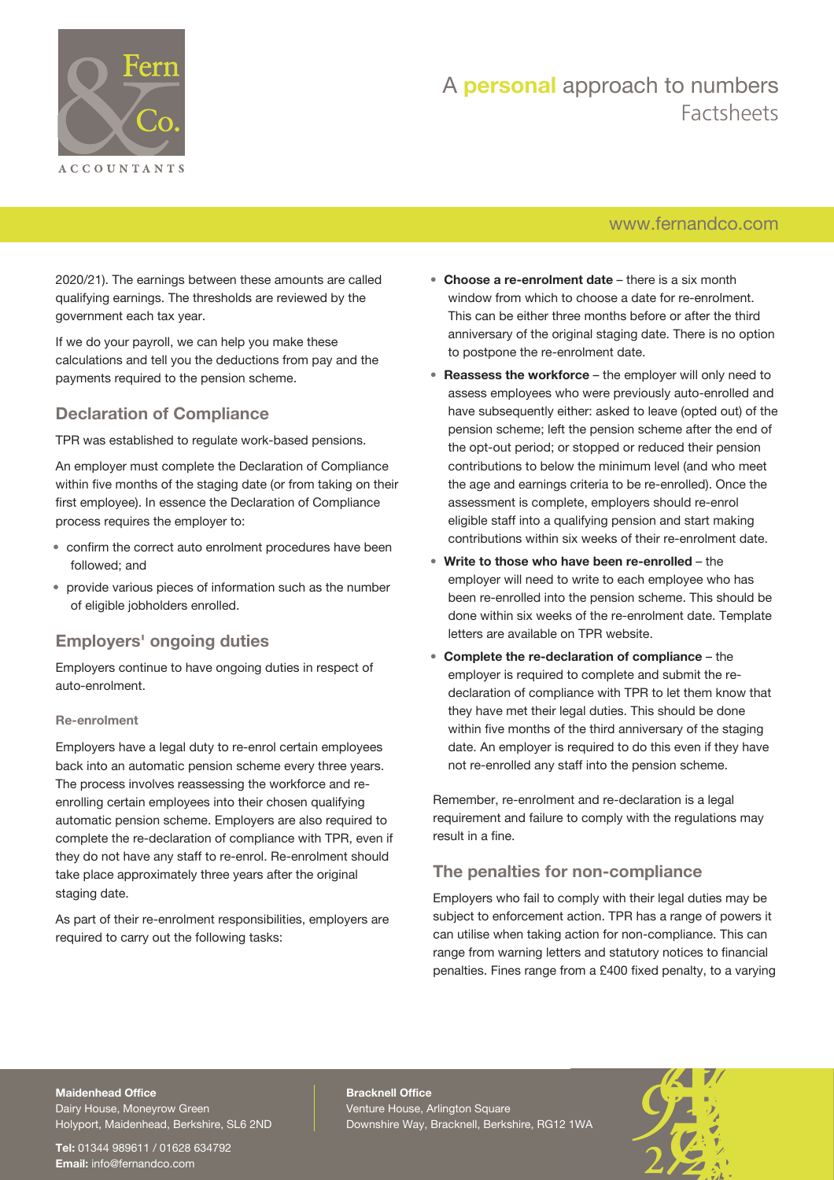2020/21). The earnings between these amounts are called qualifying earnings. The thresholds are reviewed by the government each tax year.

If we do your payroll, we can help you make these calculations and tell you the deductions from pay and the payments required to the pension scheme.

## Declaration of Compliance

TPR was established to regulate work-based pensions.

An employer must complete the Declaration of Compliance within five months of the staging date (or from taking on their first employee). In essence the Declaration of Compliance process requires the employer to:

- confirm the correct auto enrolment procedures have been followed; and
- provide various pieces of information such as the number of eligible jobholders enrolled.

## Employers' ongoing duties

Employers continue to have ongoing duties in respect of auto-enrolment.

### Re-enrolment

Employers have a legal duty to re-enrol certain employees back into an automatic pension scheme every three years. The process involves reassessing the workforce and re-enrolling certain employees into their chosen qualifying automatic pension scheme. Employers are also required to complete the re-declaration of compliance with TPR, even if they do not have any staff to re-enrol. Re-enrolment should take place approximately three years after the original staging date.

As part of their re-enrolment responsibilities, employers are required to carry out the following tasks:

- **Choose a re-enrolment date** – there is a six month window from which to choose a date for re-enrolment. This can be either three months before or after the third anniversary of the original staging date. There is no option to postpone the re-enrolment date.
- **Reassess the workforce** – the employer will only need to assess employees who were previously auto-enrolled and have subsequently either: asked to leave (opted out) of the pension scheme; left the pension scheme after the end of the opt-out period; or stopped or reduced their pension contributions to below the minimum level (and who meet the age and earnings criteria to be re-enrolled). Once the assessment is complete, employers should re-enrol eligible staff into a qualifying pension and start making contributions within six weeks of their re-enrolment date.
- **Write to those who have been re-enrolled** – the employer will need to write to each employee who has been re-enrolled into the pension scheme. This should be done within six weeks of the re-enrolment date. Template letters are available on TPR website.
- **Complete the re-declaration of compliance** – the employer is required to complete and submit the re-declaration of compliance with TPR to let them know that they have met their legal duties. This should be done within five months of the third anniversary of the staging date. An employer is required to do this even if they have not re-enrolled any staff into the pension scheme.

Remember, re-enrolment and re-declaration is a legal requirement and failure to comply with the regulations may result in a fine.

## The penalties for non-compliance

Employers who fail to comply with their legal duties may be subject to enforcement action. TPR has a range of powers it can utilise when taking action for non-compliance. This can range from warning letters and statutory notices to financial penalties. Fines range from a £400 fixed penalty, to a varying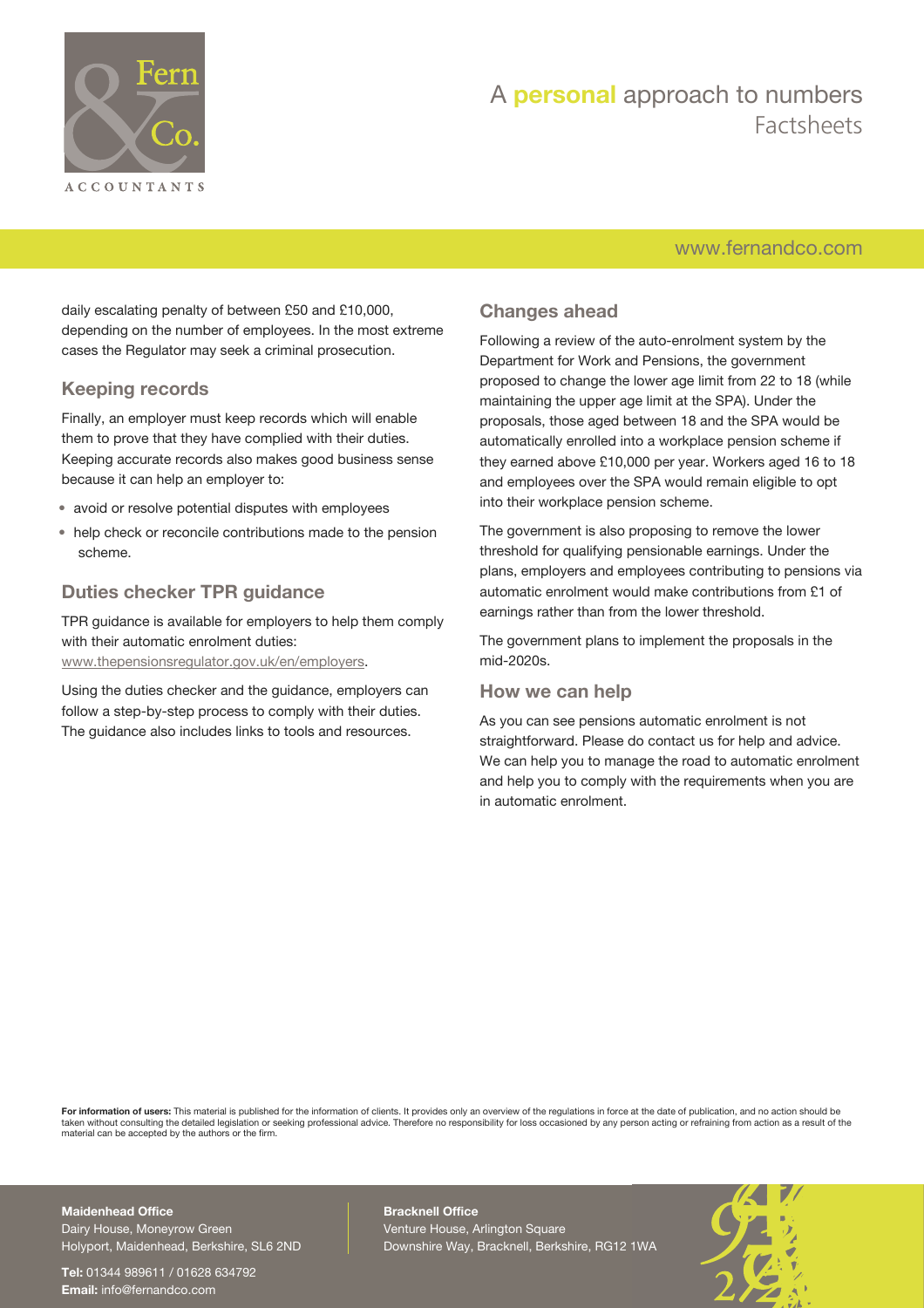daily escalating penalty of between £50 and £10,000, depending on the number of employees. In the most extreme cases the Regulator may seek a criminal prosecution.

## Keeping records

Finally, an employer must keep records which will enable them to prove that they have complied with their duties. Keeping accurate records also makes good business sense because it can help an employer to:

- avoid or resolve potential disputes with employees
- help check or reconcile contributions made to the pension scheme.

## Duties checker TPR guidance

TPR guidance is available for employers to help them comply with their automatic enrolment duties: www.thepensionsregulator.gov.uk/en/employers.

Using the duties checker and the guidance, employers can follow a step-by-step process to comply with their duties. The guidance also includes links to tools and resources.

## Changes ahead

Following a review of the auto-enrolment system by the Department for Work and Pensions, the government proposed to change the lower age limit from 22 to 18 (while maintaining the upper age limit at the SPA). Under the proposals, those aged between 18 and the SPA would be automatically enrolled into a workplace pension scheme if they earned above £10,000 per year. Workers aged 16 to 18 and employees over the SPA would remain eligible to opt into their workplace pension scheme.

The government is also proposing to remove the lower threshold for qualifying pensionable earnings. Under the plans, employers and employees contributing to pensions via automatic enrolment would make contributions from £1 of earnings rather than from the lower threshold.

The government plans to implement the proposals in the mid-2020s.

## How we can help

As you can see pensions automatic enrolment is not straightforward. Please do contact us for help and advice. We can help you to manage the road to automatic enrolment and help you to comply with the requirements when you are in automatic enrolment.

**For information of users:** This material is published for the information of clients. It provides only an overview of the regulations in force at the date of publication, and no action should be taken without consulting the detailed legislation or seeking professional advice. Therefore no responsibility for loss occasioned by any person acting or refraining from action as a result of the material can be accepted by the authors or the firm.